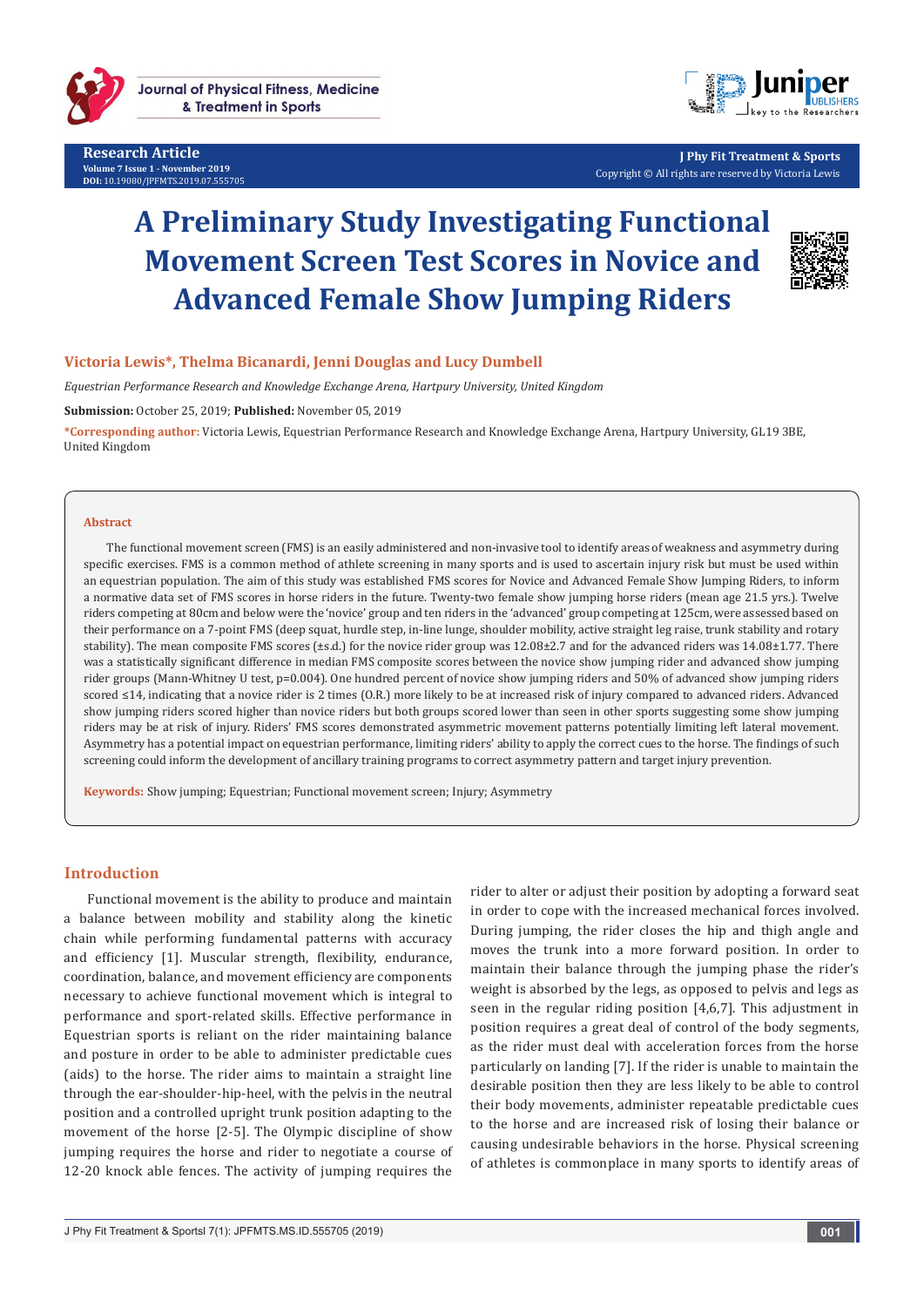Research Article
Volume 7 Issue 1 - November 2019
DOI: 10.19080/JPFMTS.2019.07.555705

J Phy Fit Treatment & Sports
Copyright © All rights are reserved by Victoria Lewis

# A Preliminary Study Investigating Functional Movement Screen Test Scores in Novice and Advanced Female Show Jumping Riders

**Victoria Lewis*, Thelma Bicanardi, Jenni Douglas and Lucy Dumbell**

*Equestrian Performance Research and Knowledge Exchange Arena, Hartpury University, United Kingdom*

**Submission:** October 25, 2019; **Published:** November 05, 2019

***Corresponding author:** Victoria Lewis, Equestrian Performance Research and Knowledge Exchange Arena, Hartpury University, GL19 3BE, United Kingdom

## Abstract

The functional movement screen (FMS) is an easily administered and non-invasive tool to identify areas of weakness and asymmetry during specific exercises. FMS is a common method of athlete screening in many sports and is used to ascertain injury risk but must be used within an equestrian population. The aim of this study was established FMS scores for Novice and Advanced Female Show Jumping Riders, to inform a normative data set of FMS scores in horse riders in the future. Twenty-two female show jumping horse riders (mean age 21.5 yrs.). Twelve riders competing at 80cm and below were the 'novice' group and ten riders in the 'advanced' group competing at 125cm, were assessed based on their performance on a 7-point FMS (deep squat, hurdle step, in-line lunge, shoulder mobility, active straight leg raise, trunk stability and rotary stability). The mean composite FMS scores (±s.d.) for the novice rider group was 12.08±2.7 and for the advanced riders was 14.08±1.77. There was a statistically significant difference in median FMS composite scores between the novice show jumping rider and advanced show jumping rider groups (Mann-Whitney U test, $p=0.004$). One hundred percent of novice show jumping riders and 50% of advanced show jumping riders scored ≤14, indicating that a novice rider is 2 times (O.R.) more likely to be at increased risk of injury compared to advanced riders. Advanced show jumping riders scored higher than novice riders but both groups scored lower than seen in other sports suggesting some show jumping riders may be at risk of injury. Riders' FMS scores demonstrated asymmetric movement patterns potentially limiting left lateral movement. Asymmetry has a potential impact on equestrian performance, limiting riders' ability to apply the correct cues to the horse. The findings of such screening could inform the development of ancillary training programs to correct asymmetry pattern and target injury prevention.

**Keywords:** Show jumping; Equestrian; Functional movement screen; Injury; Asymmetry

## Introduction

Functional movement is the ability to produce and maintain a balance between mobility and stability along the kinetic chain while performing fundamental patterns with accuracy and efficiency [1]. Muscular strength, flexibility, endurance, coordination, balance, and movement efficiency are components necessary to achieve functional movement which is integral to performance and sport-related skills. Effective performance in Equestrian sports is reliant on the rider maintaining balance and posture in order to be able to administer predictable cues (aids) to the horse. The rider aims to maintain a straight line through the ear-shoulder-hip-heel, with the pelvis in the neutral position and a controlled upright trunk position adapting to the movement of the horse [2-5]. The Olympic discipline of show jumping requires the horse and rider to negotiate a course of 12-20 knock able fences. The activity of jumping requires the rider to alter or adjust their position by adopting a forward seat in order to cope with the increased mechanical forces involved. During jumping, the rider closes the hip and thigh angle and moves the trunk into a more forward position. In order to maintain their balance through the jumping phase the rider's weight is absorbed by the legs, as opposed to pelvis and legs as seen in the regular riding position [4,6,7]. This adjustment in position requires a great deal of control of the body segments, as the rider must deal with acceleration forces from the horse particularly on landing [7]. If the rider is unable to maintain the desirable position then they are less likely to be able to control their body movements, administer repeatable cues to the horse and are increased risk of losing their balance or causing undesirable behaviors in the horse. Physical screening of athletes is commonplace in many sports to identify areas of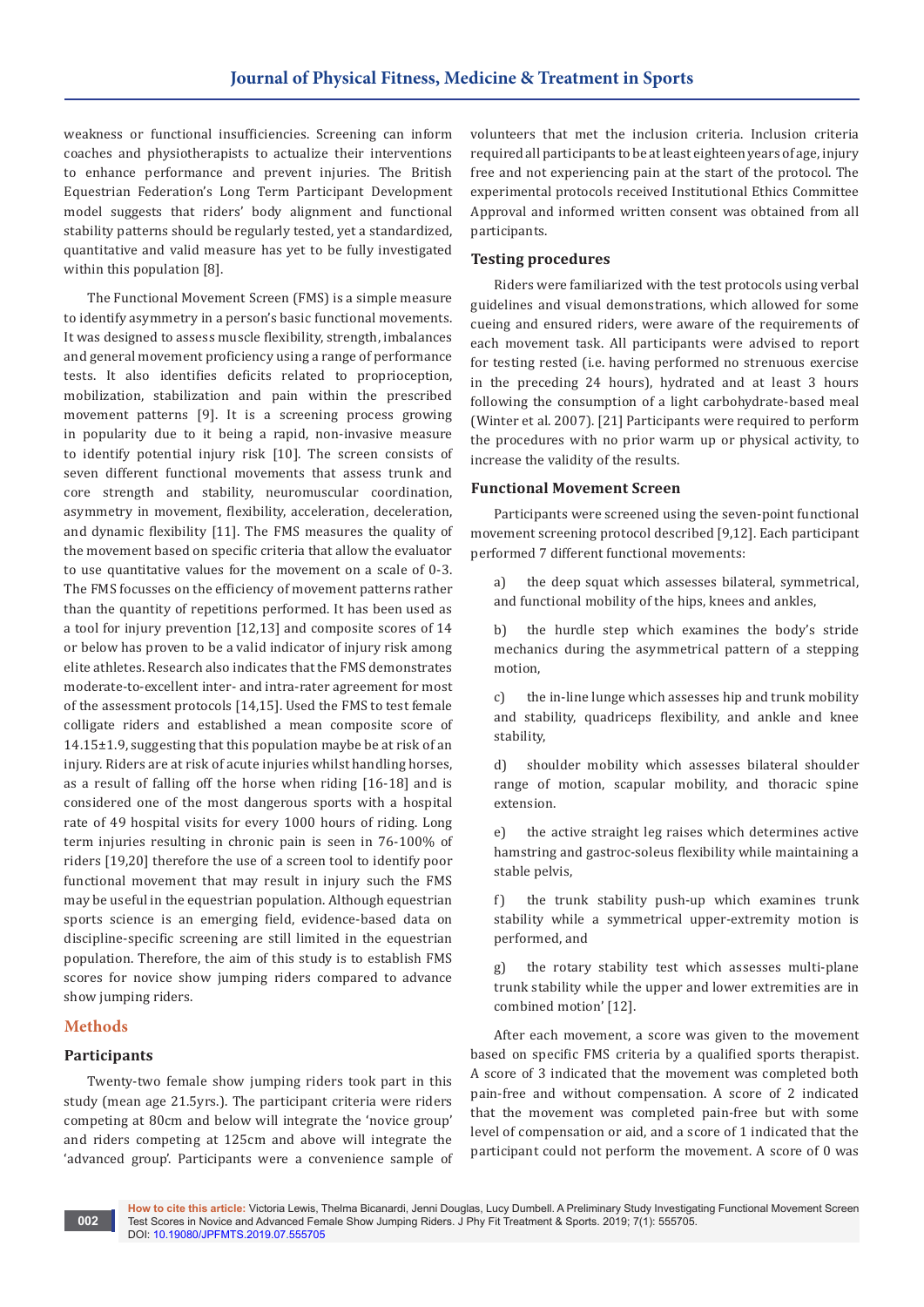weakness or functional insufficiencies. Screening can inform coaches and physiotherapists to actualize their interventions to enhance performance and prevent injuries. The British Equestrian Federation's Long Term Participant Development model suggests that riders' body alignment and functional stability patterns should be regularly tested, yet a standardized, quantitative and valid measure has yet to be fully investigated within this population [8].

The Functional Movement Screen (FMS) is a simple measure to identify asymmetry in a person's basic functional movements. It was designed to assess muscle flexibility, strength, imbalances and general movement proficiency using a range of performance tests. It also identifies deficits related to proprioception, mobilization, stabilization and pain within the prescribed movement patterns [9]. It is a screening process growing in popularity due to it being a rapid, non-invasive measure to identify potential injury risk [10]. The screen consists of seven different functional movements that assess trunk and core strength and stability, neuromuscular coordination, asymmetry in movement, flexibility, acceleration, deceleration, and dynamic flexibility [11]. The FMS measures the quality of the movement based on specific criteria that allow the evaluator to use quantitative values for the movement on a scale of 0-3. The FMS focusses on the efficiency of movement patterns rather than the quantity of repetitions performed. It has been used as a tool for injury prevention [12,13] and composite scores of 14 or below has proven to be a valid indicator of injury risk among elite athletes. Research also indicates that the FMS demonstrates moderate-to-excellent inter- and intra-rater agreement for most of the assessment protocols [14,15]. Used the FMS to test female colligate riders and established a mean composite score of 14.15±1.9, suggesting that this population maybe be at risk of an injury. Riders are at risk of acute injuries whilst handling horses, as a result of falling off the horse when riding [16-18] and is considered one of the most dangerous sports with a hospital rate of 49 hospital visits for every 1000 hours of riding. Long term injuries resulting in chronic pain is seen in 76-100% of riders [19,20] therefore the use of a screen tool to identify poor functional movement that may result in injury such the FMS may be useful in the equestrian population. Although equestrian sports science is an emerging field, evidence-based data on discipline-specific screening are still limited in the equestrian population. Therefore, the aim of this study is to establish FMS scores for novice show jumping riders compared to advance show jumping riders.

## Methods

### Participants

Twenty-two female show jumping riders took part in this study (mean age 21.5yrs.). The participant criteria were riders competing at 80cm and below will integrate the 'novice group' and riders competing at 125cm and above will integrate the 'advanced group'. Participants were a convenience sample of volunteers that met the inclusion criteria. Inclusion criteria required all participants to be at least eighteen years of age, injury free and not experiencing pain at the start of the protocol. The experimental protocols received Institutional Ethics Committee Approval and informed written consent was obtained from all participants.

### Testing procedures

Riders were familiarized with the test protocols using verbal guidelines and visual demonstrations, which allowed for some cueing and ensured riders, were aware of the requirements of each movement task. All participants were advised to report for testing rested (i.e. having performed no strenuous exercise in the preceding 24 hours), hydrated and at least 3 hours following the consumption of a light carbohydrate-based meal (Winter et al. 2007). [21] Participants were required to perform the procedures with no prior warm up or physical activity, to increase the validity of the results.

### Functional Movement Screen

Participants were screened using the seven-point functional movement screening protocol described [9,12]. Each participant performed 7 different functional movements:

a) the deep squat which assesses bilateral, symmetrical, and functional mobility of the hips, knees and ankles,

b) the hurdle step which examines the body's stride mechanics during the asymmetrical pattern of a stepping motion,

c) the in-line lunge which assesses hip and trunk mobility and stability, quadriceps flexibility, and ankle and knee stability,

d) shoulder mobility which assesses bilateral shoulder range of motion, scapular mobility, and thoracic spine extension.

e) the active straight leg raises which determines active hamstring and gastroc-soleus flexibility while maintaining a stable pelvis,

f) the trunk stability push-up which examines trunk stability while a symmetrical upper-extremity motion is performed, and

g) the rotary stability test which assesses multi-plane trunk stability while the upper and lower extremities are in combined motion' [12].

After each movement, a score was given to the movement based on specific FMS criteria by a qualified sports therapist. A score of 3 indicated that the movement was completed both pain-free and without compensation. A score of 2 indicated that the movement was completed pain-free but with some level of compensation or aid, and a score of 1 indicated that the participant could not perform the movement. A score of 0 was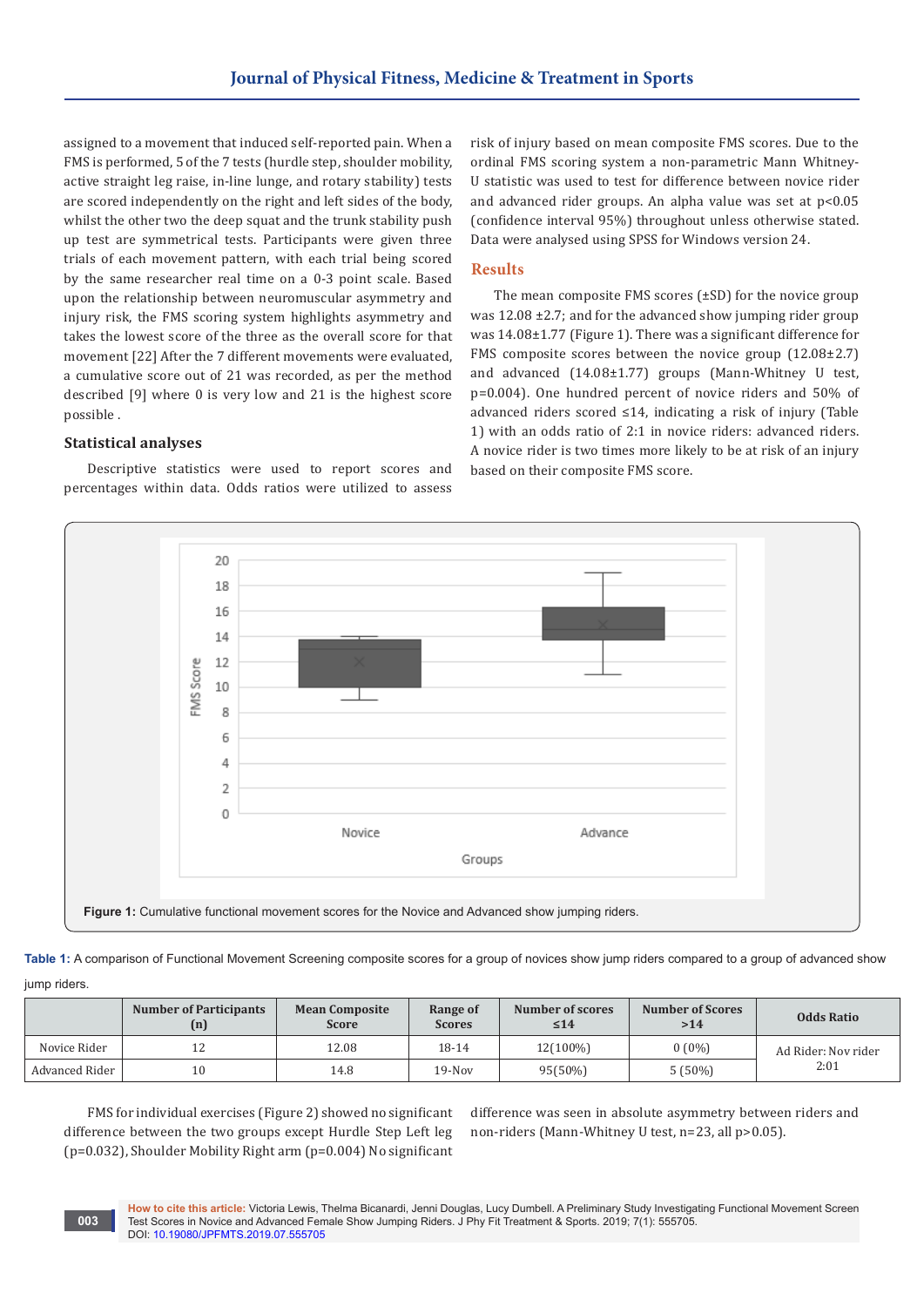assigned to a movement that induced self-reported pain. When a FMS is performed, 5 of the 7 tests (hurdle step, shoulder mobility, active straight leg raise, in-line lunge, and rotary stability) tests are scored independently on the right and left sides of the body, whilst the other two the deep squat and the trunk stability push up test are symmetrical tests. Participants were given three trials of each movement pattern, with each trial being scored by the same researcher real time on a 0-3 point scale. Based upon the relationship between neuromuscular asymmetry and injury risk, the FMS scoring system highlights asymmetry and takes the lowest score of the three as the overall score for that movement [22] After the 7 different movements were evaluated, a cumulative score out of 21 was recorded, as per the method described [9] where 0 is very low and 21 is the highest score possible .

### Statistical analyses

Descriptive statistics were used to report scores and percentages within data. Odds ratios were utilized to assess risk of injury based on mean composite FMS scores. Due to the ordinal FMS scoring system a non-parametric Mann Whitney-U statistic was used to test for difference between novice rider and advanced rider groups. An alpha value was set at $p<0.05$ (confidence interval 95%) throughout unless otherwise stated. Data were analysed using SPSS for Windows version 24.

## Results

The mean composite FMS scores (±SD) for the novice group was 12.08 ±2.7; and for the advanced show jumping rider group was 14.08±1.77 (Figure 1). There was a significant difference for FMS composite scores between the novice group (12.08±2.7) and advanced (14.08±1.77) groups (Mann-Whitney U test, $p=0.004$). One hundred percent of novice riders and 50% of advanced riders scored ≤14, indicating a risk of injury (Table 1) with an odds ratio of 2:1 in novice riders: advanced riders. A novice rider is two times more likely to be at risk of an injury based on their composite FMS score.

**Figure 1:** Cumulative functional movement scores for the Novice and Advanced show jumping riders.

**Table 1:** A comparison of Functional Movement Screening composite scores for a group of novices show jump riders compared to a group of advanced show jump riders.

| | Number of Participants (n) | Mean Composite Score | Range of Scores | Number of scores ≤14 | Number of Scores >14 | Odds Ratio |
|---|---|---|---|---|---|---|
| Novice Rider | 12 | 12.08 | 18-14 | 12(100%) | 0 (0%) | Ad Rider: Nov rider 2:01 |
| Advanced Rider | 10 | 14.8 | 19-Nov | 95(50%) | 5 (50%) | |

FMS for individual exercises (Figure 2) showed no significant difference between the two groups except Hurdle Step Left leg ($p=0.032$), Shoulder Mobility Right arm ($p=0.004$) No significant difference was seen in absolute asymmetry between riders and non-riders (Mann-Whitney U test, $n=23$, all $p>0.05$).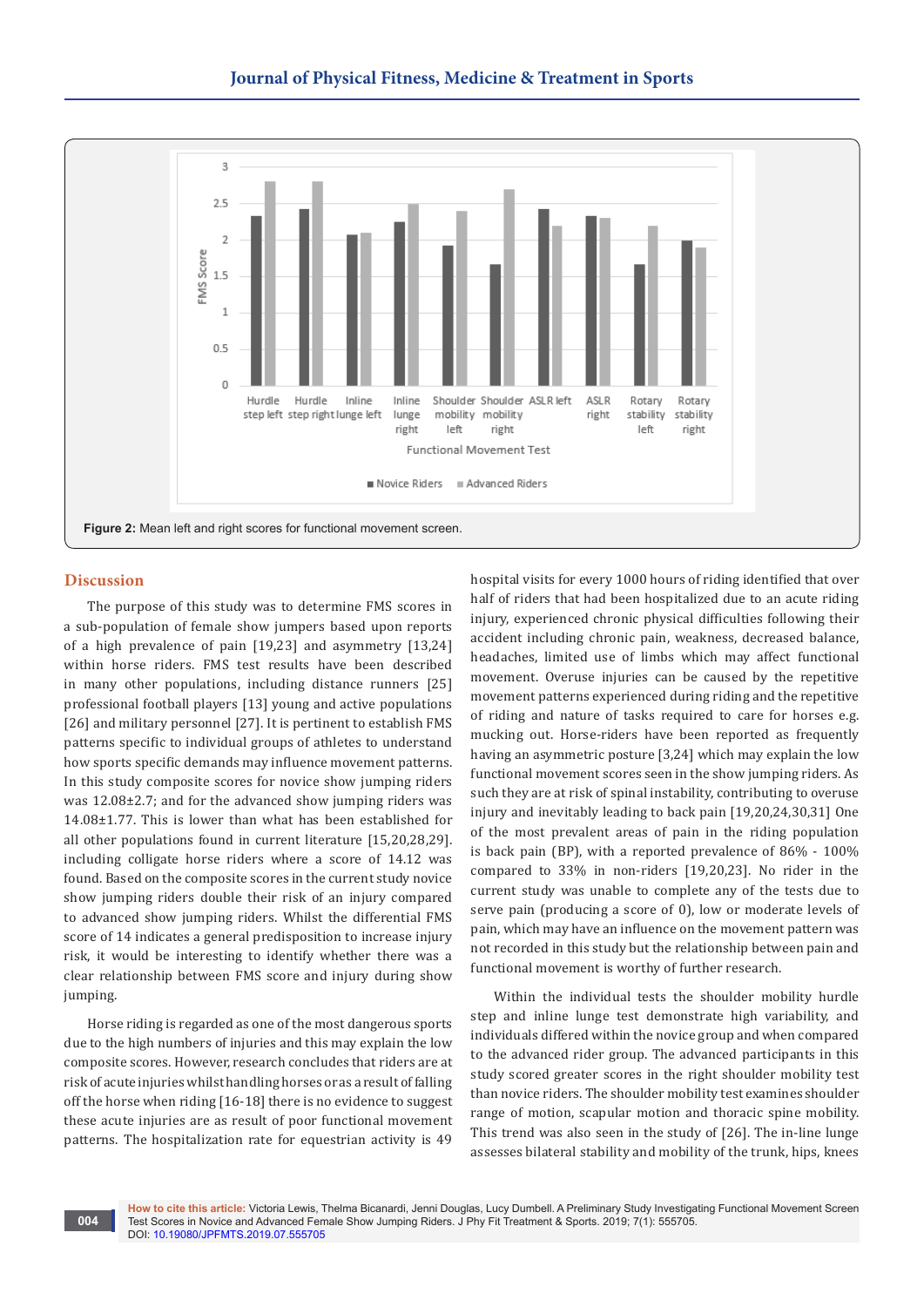Figure 2: Mean left and right scores for functional movement screen.

## Discussion

The purpose of this study was to determine FMS scores in a sub-population of female show jumpers based upon reports of a high prevalence of pain [19,23] and asymmetry [13,24] within horse riders. FMS test results have been described in many other populations, including distance runners [25] professional football players [13] young and active populations [26] and military personnel [27]. It is pertinent to establish FMS patterns specific to individual groups of athletes to understand how sports specific demands may influence movement patterns. In this study composite scores for novice show jumping riders was 12.08±2.7; and for the advanced show jumping riders was 14.08±1.77. This is lower than what has been established for all other populations found in current literature [15,20,28,29]. including colligate horse riders where a score of 14.12 was found. Based on the composite scores in the current study novice show jumping riders double their risk of an injury compared to advanced show jumping riders. Whilst the differential FMS score of 14 indicates a general predisposition to increase injury risk, it would be interesting to identify whether there was a clear relationship between FMS score and injury during show jumping.

Horse riding is regarded as one of the most dangerous sports due to the high numbers of injuries and this may explain the low composite scores. However, research concludes that riders are at risk of acute injuries whilst handling horses or as a result of falling off the horse when riding [16-18] there is no evidence to suggest these acute injuries are as result of poor functional movement patterns. The hospitalization rate for equestrian activity is 49 hospital visits for every 1000 hours of riding identified that over half of riders that had been hospitalized due to an acute riding injury, experienced chronic physical difficulties following their accident including chronic pain, weakness, decreased balance, headaches, limited use of limbs which may affect functional movement. Overuse injuries can be caused by the repetitive movement patterns experienced during riding and the repetitive of riding and nature of tasks required to care for horses e.g. mucking out. Horse-riders have been reported as frequently having an asymmetric posture [3,24] which may explain the low functional movement scores seen in the show jumping riders. As such they are at risk of spinal instability, contributing to overuse injury and inevitably leading to back pain [19,20,24,30,31] One of the most prevalent areas of pain in the riding population is back pain (BP), with a reported prevalence of 86% - 100% compared to 33% in non-riders [19,20,23]. No rider in the current study was unable to complete any of the tests due to serve pain (producing a score of 0), low or moderate levels of pain, which may have an influence on the movement pattern was not recorded in this study but the relationship between pain and functional movement is worthy of further research.

Within the individual tests the shoulder mobility hurdle step and inline lunge test demonstrate high variability, and individuals differed within the novice group and when compared to the advanced rider group. The advanced participants in this study scored greater scores in the right shoulder mobility test than novice riders. The shoulder mobility test examines shoulder range of motion, scapular motion and thoracic spine mobility. This trend was also seen in the study of [26]. The in-line lunge assesses bilateral stability and mobility of the trunk, hips, knees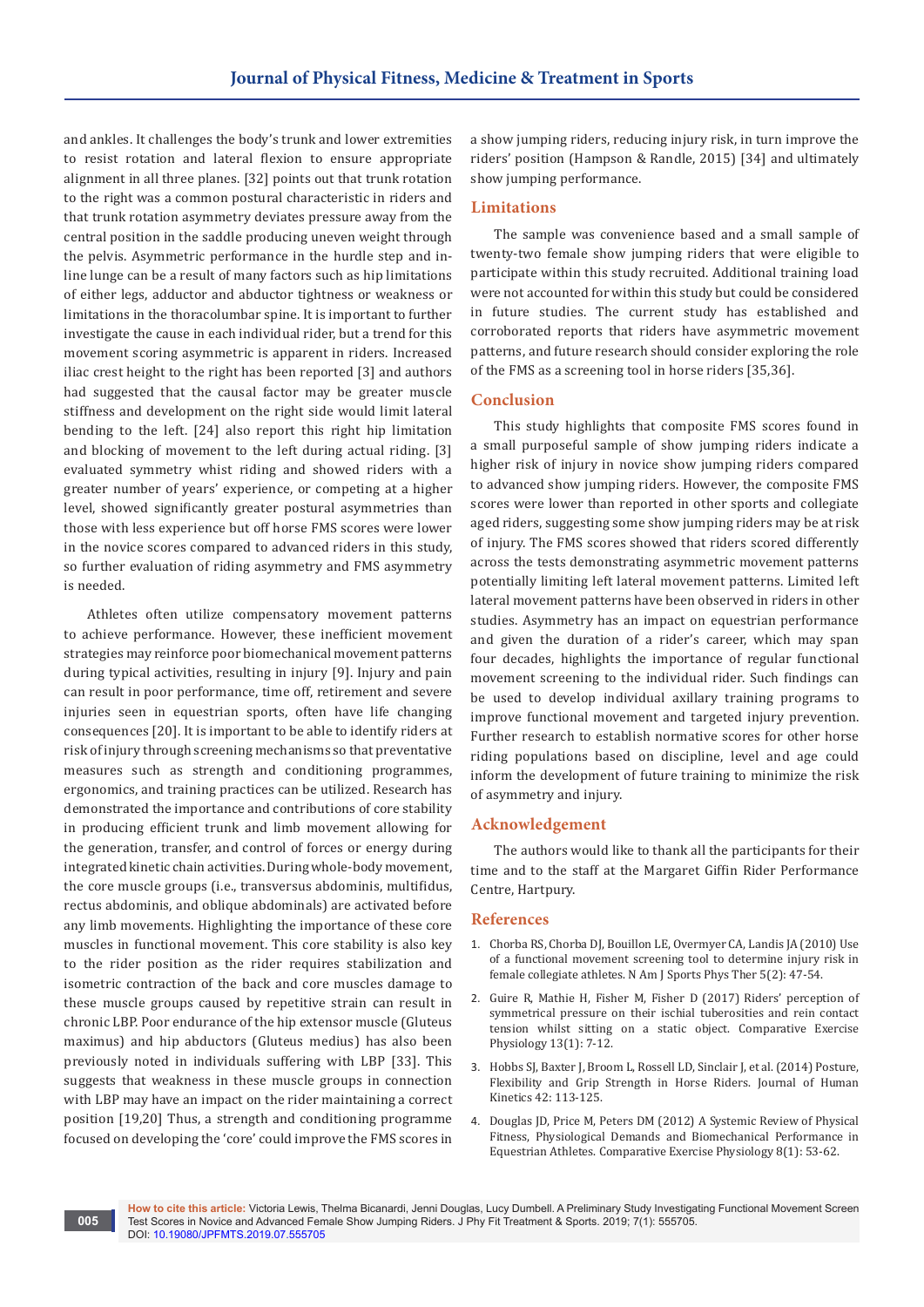and ankles. It challenges the body's trunk and lower extremities to resist rotation and lateral flexion to ensure appropriate alignment in all three planes. [32] points out that trunk rotation to the right was a common postural characteristic in riders and that trunk rotation asymmetry deviates pressure away from the central position in the saddle producing uneven weight through the pelvis. Asymmetric performance in the hurdle step and in-line lunge can be a result of many factors such as hip limitations of either legs, adductor and abductor tightness or weakness or limitations in the thoracolumbar spine. It is important to further investigate the cause in each individual rider, but a trend for this movement scoring asymmetric is apparent in riders. Increased iliac crest height to the right has been reported [3] and authors had suggested that the causal factor may be greater muscle stiffness and development on the right side would limit lateral bending to the left. [24] also report this right hip limitation and blocking of movement to the left during actual riding. [3] evaluated symmetry whist riding and showed riders with a greater number of years' experience, or competing at a higher level, showed significantly greater postural asymmetries than those with less experience but off horse FMS scores were lower in the novice scores compared to advanced riders in this study, so further evaluation of riding asymmetry and FMS asymmetry is needed.

Athletes often utilize compensatory movement patterns to achieve performance. However, these inefficient movement strategies may reinforce poor biomechanical movement patterns during typical activities, resulting in injury [9]. Injury and pain can result in poor performance, time off, retirement and severe injuries seen in equestrian sports, often have life changing consequences [20]. It is important to be able to identify riders at risk of injury through screening mechanisms so that preventative measures such as strength and conditioning programmes, ergonomics, and training practices can be utilized. Research has demonstrated the importance and contributions of core stability in producing efficient trunk and limb movement allowing for the generation, transfer, and control of forces or energy during integrated kinetic chain activities. During whole-body movement, the core muscle groups (i.e., transversus abdominis, multifidus, rectus abdominis, and oblique abdominals) are activated before any limb movements. Highlighting the importance of these core muscles in functional movement. This core stability is also key to the rider position as the rider requires stabilization and isometric contraction of the back and core muscles damage to these muscle groups caused by repetitive strain can result in chronic LBP. Poor endurance of the hip extensor muscle (Gluteus maximus) and hip abductors (Gluteus medius) has also been previously noted in individuals suffering with LBP [33]. This suggests that weakness in these muscle groups in connection with LBP may have an impact on the rider maintaining a correct position [19,20] Thus, a strength and conditioning programme focused on developing the 'core' could improve the FMS scores in a show jumping riders, reducing injury risk, in turn improve the riders' position (Hampson & Randle, 2015) [34] and ultimately show jumping performance.

## Limitations

The sample was convenience based and a small sample of twenty-two female show jumping riders that were eligible to participate within this study recruited. Additional training load were not accounted for within this study but could be considered in future studies. The current study has established and corroborated reports that riders have asymmetric movement patterns, and future research should consider exploring the role of the FMS as a screening tool in horse riders [35,36].

## Conclusion

This study highlights that composite FMS scores found in a small purposeful sample of show jumping riders indicate a higher risk of injury in novice show jumping riders compared to advanced show jumping riders. However, the composite FMS scores were lower than reported in other sports and collegiate aged riders, suggesting some show jumping riders may be at risk of injury. The FMS scores showed that riders scored differently across the tests demonstrating asymmetric movement patterns potentially limiting left lateral movement patterns. Limited left lateral movement patterns have been observed in riders in other studies. Asymmetry has an impact on equestrian performance and given the duration of a rider's career, which may span four decades, highlights the importance of regular functional movement screening to the individual rider. Such findings can be used to develop individual axillary training programs to improve functional movement and targeted injury prevention. Further research to establish normative scores for other horse riding populations based on discipline, level and age could inform the development of future training to minimize the risk of asymmetry and injury.

## Acknowledgement

The authors would like to thank all the participants for their time and to the staff at the Margaret Giffin Rider Performance Centre, Hartpury.

## References

1. Chorba RS, Chorba DJ, Bouillon LE, Overmyer CA, Landis JA (2010) Use of a functional movement screening tool to determine injury risk in female collegiate athletes. N Am J Sports Phys Ther 5(2): 47-54.
2. Guire R, Mathie H, Fisher M, Fisher D (2017) Riders' perception of symmetrical pressure on their ischial tuberosities and rein contact tension whilst sitting on a static object. Comparative Exercise Physiology 13(1): 7-12.
3. Hobbs SJ, Baxter J, Broom L, Rossell LD, Sinclair J, et al. (2014) Posture, Flexibility and Grip Strength in Horse Riders. Journal of Human Kinetics 42: 113-125.
4. Douglas JD, Price M, Peters DM (2012) A Systemic Review of Physical Fitness, Physiological Demands and Biomechanical Performance in Equestrian Athletes. Comparative Exercise Physiology 8(1): 53-62.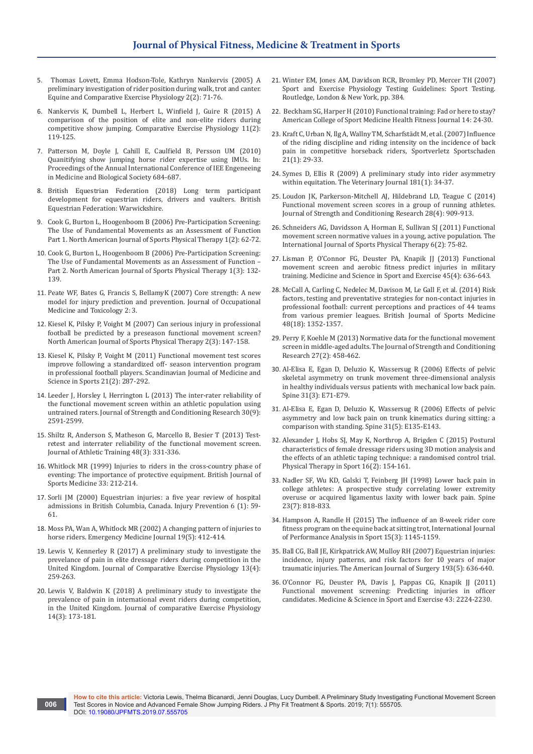5. Thomas Lovett, Emma Hodson-Tole, Kathryn Nankervis (2005) A preliminary investigation of rider position during walk, trot and canter. Equine and Comparative Exercise Physiology 2(2): 71-76.
6. Nankervis K, Dumbell L, Herbert L, Winfield J, Guire R (2015) A comparison of the position of elite and non-elite riders during competitive show jumping. Comparative Exercise Physiology 11(2): 119-125.
7. Patterson M, Doyle J, Cahill E, Caulfield B, Persson UM (2010) Quanitifying show jumping horse rider expertise using IMUs. In: Proceedings of the Annual International Conference of IEE Engeneeing in Medicine and Biological Society 684-687.
8. British Equestrian Federation (2018) Long term participant development for equestrian riders, drivers and vaulters. British Equestrian Federation: Warwickshire.
9. Cook G, Burton L, Hoogenboom B (2006) Pre-Participation Screening: The Use of Fundamental Movements as an Assessment of Function Part 1. North American Journal of Sports Physical Therapy 1(2): 62-72.
10. Cook G, Burton L, Hoogenboom B (2006) Pre-Participation Screening: The Use of Fundamental Movements as an Assessment of Function – Part 2. North American Journal of Sports Physical Therapy 1(3): 132-139.
11. Peate WF, Bates G, Francis S, BellamyK (2007) Core strength: A new model for injury prediction and prevention. Journal of Occupational Medicine and Toxicology 2: 3.
12. Kiesel K, Pilsky P, Voight M (2007) Can serious injury in professional football be predicted by a preseason functional movement screen? North American Journal of Sports Physical Therapy 2(3): 147-158.
13. Kiesel K, Pilsky P, Voight M (2011) Functional movement test scores improve following a standardized off- season intervention program in professional football players. Scandinavian Journal of Medicine and Science in Sports 21(2): 287-292.
14. Leeder J, Horsley I, Herrington L (2013) The inter-rater reliability of the functional movement screen within an athletic population using untrained raters. Journal of Strength and Conditioning Research 30(9): 2591-2599.
15. Shiltz R, Anderson S, Matheson G, Marcello B, Besier T (2013) Test-retest and interrater reliability of the functional movement screen. Journal of Athletic Training 48(3): 331-336.
16. Whitlock MR (1999) Injuries to riders in the cross-country phase of eventing: The importance of protective equipment. British Journal of Sports Medicine 33: 212-214.
17. Sorli JM (2000) Equestrian injuries: a five year review of hospital admissions in British Columbia, Canada. Injury Prevention 6 (1): 59-61.
18. Moss PA, Wan A, Whitlock MR (2002) A changing pattern of injuries to horse riders. Emergency Medicine Journal 19(5): 412-414.
19. Lewis V, Kennerley R (2017) A preliminary study to investigate the prevelance of pain in elite dressage riders during competition in the United Kingdom. Journal of Comparative Exercise Physiology 13(4): 259-263.
20. Lewis V, Baldwin K (2018) A preliminary study to investigate the prevalence of pain in international event riders during competition, in the United Kingdom. Journal of comparative Exercise Physiology 14(3): 173-181.
21. Winter EM, Jones AM, Davidson RCR, Bromley PD, Mercer TH (2007) Sport and Exercise Physiology Testing Guidelines: Sport Testing. Routledge, London & New York, pp. 384.
22. Beckham SG, Harper H (2010) Functional training: Fad or here to stay? American College of Sport Medicine Health Fitness Journal 14: 24-30.
23. Kraft C, Urban N, Ilg A, Wallny TM, Scharfstädt M, et al. (2007) Influence of the riding discipline and riding intensity on the incidence of back pain in competitive horseback riders, Sportverletz Sportschaden 21(1): 29-33.
24. Symes D, Ellis R (2009) A preliminary study into rider asymmetry within equitation. The Veterinary Journal 181(1): 34-37.
25. Loudon JK, Parkerson-Mitchell AJ, Hildebrand LD, Teague C (2014) Functional movement screen scores in a group of running athletes. Journal of Strength and Conditioning Research 28(4): 909-913.
26. Schneiders AG, Davidsson A, Horman E, Sullivan SJ (2011) Functional movement screen normative values in a young, active population. The International Journal of Sports Physical Therapy 6(2): 75-82.
27. Lisman P, O'Connor FG, Deuster PA, Knapik JJ (2013) Functional movement screen and aerobic fitness predict injuries in military training. Medicine and Science in Sport and Exercise 45(4): 636-643.
28. McCall A, Carling C, Nedelec M, Davison M, Le Gall F, et al. (2014) Risk factors, testing and preventative strategies for non-contact injuries in professional football: current perceptions and practices of 44 teams from various premier leagues. British Journal of Sports Medicine 48(18): 1352-1357.
29. Perry F, Koehle M (2013) Normative data for the functional movement screen in middle-aged adults. The Journal of Strength and Conditioning Research 27(2): 458-462.
30. Al-Elisa E, Egan D, Deluzio K, Wassersug R (2006) Effects of pelvic skeletal asymmetry on trunk movement three-dimensional analysis in healthy individuals versus patients with mechanical low back pain. Spine 31(3): E71-E79.
31. Al-Elisa E, Egan D, Deluzio K, Wassersug R (2006) Effects of pelvic asymmetry and low back pain on trunk kinematics during sitting: a comparison with standing. Spine 31(5): E135-E143.
32. Alexander J, Hobs SJ, May K, Northrop A, Brigden C (2015) Postural characteristics of female dressage riders using 3D motion analysis and the effects of an athletic taping technique: a randomised control trial. Physical Therapy in Sport 16(2): 154-161.
33. Nadler SF, Wu KD, Galski T, Feinberg JH (1998) Lower back pain in college athletes: A prospective study correlating lower extremity overuse or acquired ligamentus laxity with lower back pain. Spine 23(7): 818-833.
34. Hampson A, Randle H (2015) The influence of an 8-week rider core fitness program on the equine back at sitting trot, International Journal of Performance Analysis in Sport 15(3): 1145-1159.
35. Ball CG, Ball JE, Kirkpatrick AW, Mulloy RH (2007) Equestrian injuries: incidence, injury patterns, and risk factors for 10 years of major traumatic injuries. The American Journal of Surgery 193(5): 636-640.
36. O'Connor FG, Deuster PA, Davis J, Pappas CG, Knapik JJ (2011) Functional movement screening: Predicting injuries in officer candidates. Medicine & Science in Sport and Exercise 43: 2224-2230.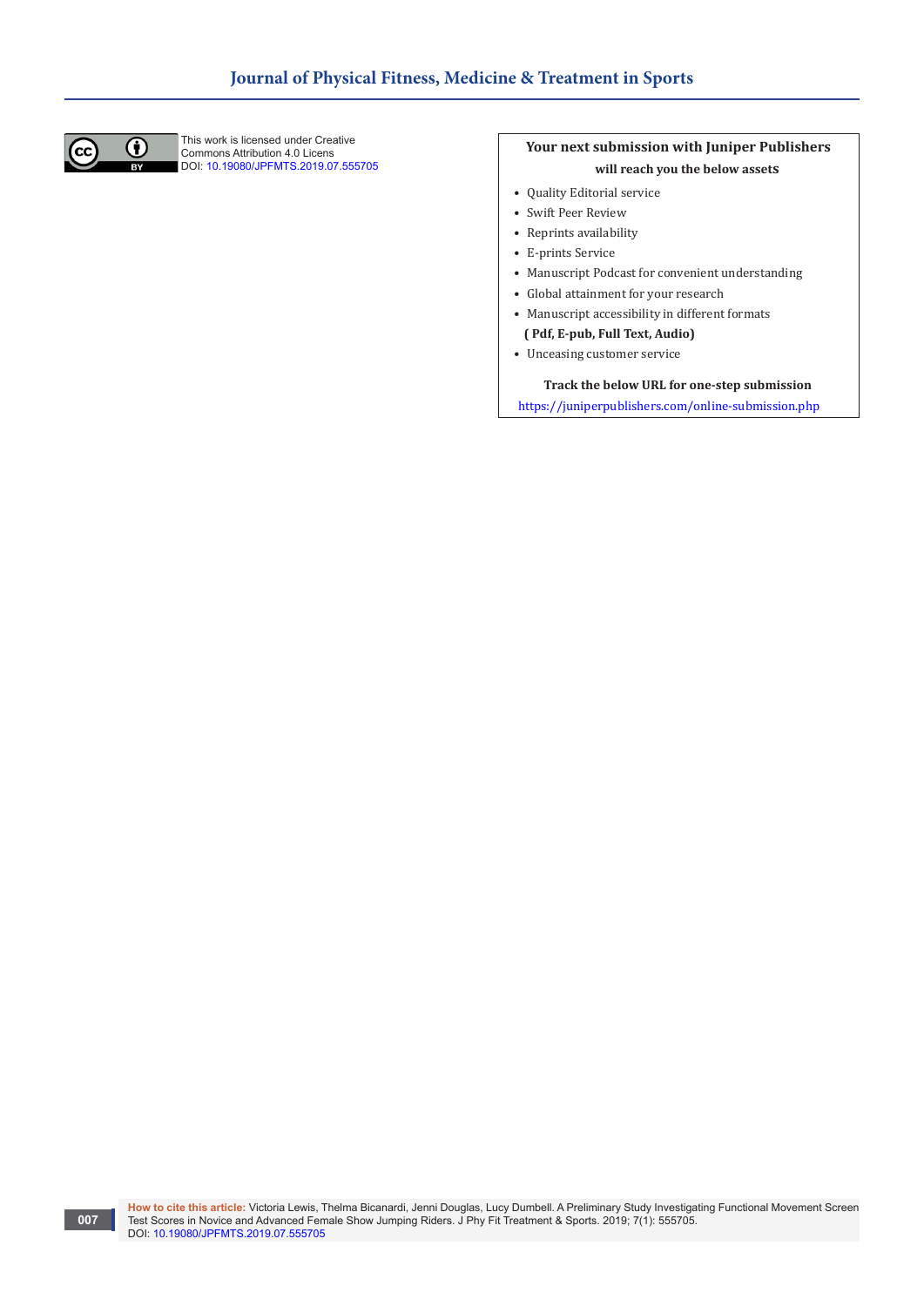This work is licensed under Creative Commons Attribution 4.0 Licens
DOI: 10.19080/JPFMTS.2019.07.555705

**Your next submission with Juniper Publishers**
**will reach you the below assets**

- Quality Editorial service
- Swift Peer Review
- Reprints availability
- E-prints Service
- Manuscript Podcast for convenient understanding
- Global attainment for your research
- Manuscript accessibility in different formats
  **( Pdf, E-pub, Full Text, Audio)**
- Unceasing customer service

**Track the below URL for one-step submission**
https://juniperpublishers.com/online-submission.php

**How to cite this article:** Victoria Lewis, Thelma Bicanardi, Jenni Douglas, Lucy Dumbell. A Preliminary Study Investigating Functional Movement Screen Test Scores in Novice and Advanced Female Show Jumping Riders. J Phy Fit Treatment & Sports. 2019; 7(1): 555705. DOI: 10.19080/JPFMTS.2019.07.555705